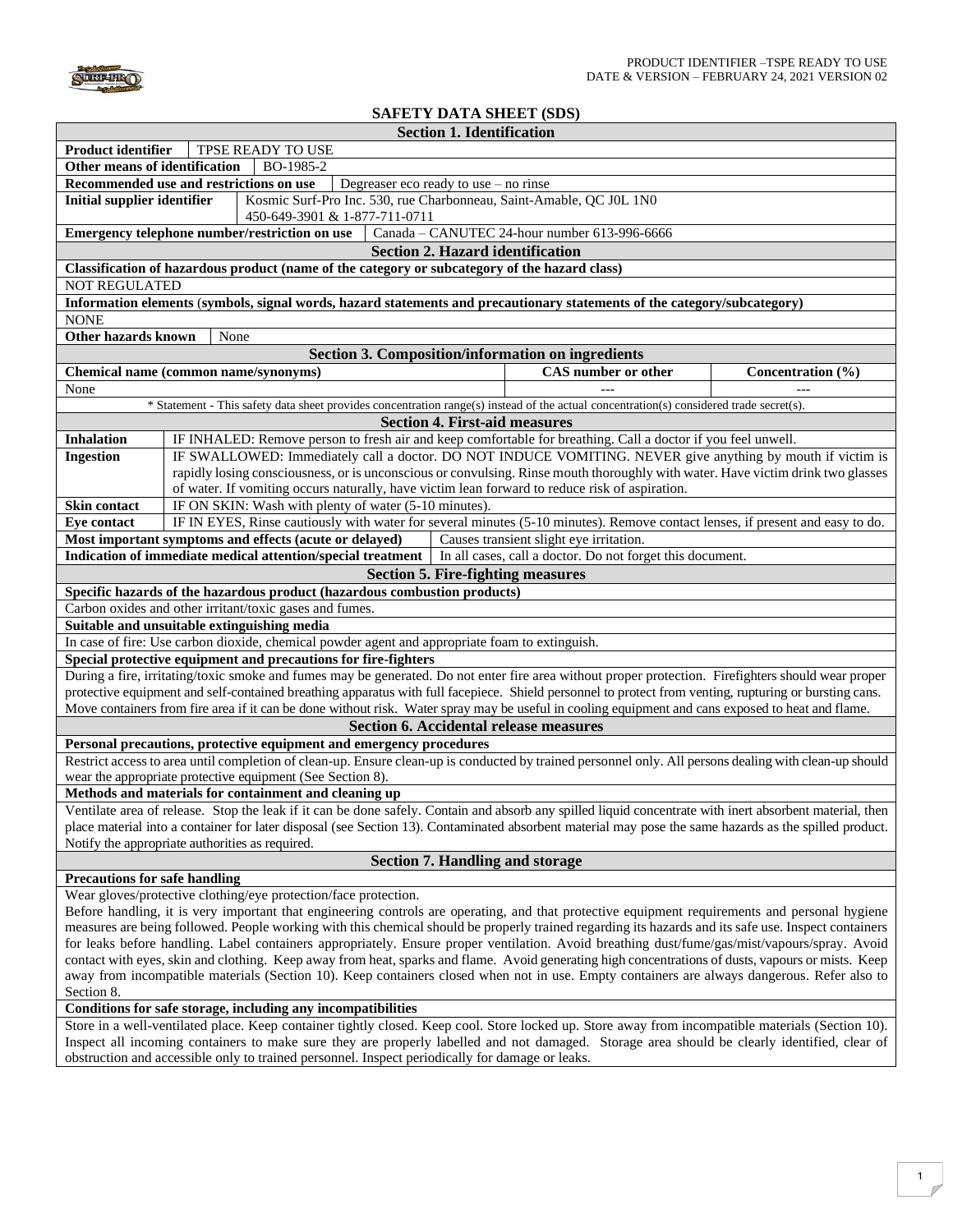PRODUCT IDENTIFIER –TSPE READY TO USE
DATE & VERSION – FEBRUARY 24, 2021 VERSION 02

# SAFETY DATA SHEET (SDS)

## Section 1. Identification

| | |
|---|---|
| **Product identifier** | TPSE READY TO USE |
| **Other means of identification** | BO-1985-2 |
| **Recommended use and restrictions on use** | Degreaser eco ready to use – no rinse |
| **Initial supplier identifier** | Kosmic Surf-Pro Inc. 530, rue Charbonneau, Saint-Amable, QC J0L 1N0<br>450-649-3901 & 1-877-711-0711 |
| **Emergency telephone number/restriction on use** | Canada – CANUTEC 24-hour number 613-996-6666 |

## Section 2. Hazard identification

**Classification of hazardous product (name of the category or subcategory of the hazard class)**

NOT REGULATED

**Information elements (symbols, signal words, hazard statements and precautionary statements of the category/subcategory)**

NONE

**Other hazards known** None

## Section 3. Composition/information on ingredients

| Chemical name (common name/synonyms) | CAS number or other | Concentration (%) |
|---|---|---|
| None | --- | --- |

\* Statement - This safety data sheet provides concentration range(s) instead of the actual concentration(s) considered trade secret(s).

## Section 4. First-aid measures

| | |
|---|---|
| **Inhalation** | IF INHALED: Remove person to fresh air and keep comfortable for breathing. Call a doctor if you feel unwell. |
| **Ingestion** | IF SWALLOWED: Immediately call a doctor. DO NOT INDUCE VOMITING. NEVER give anything by mouth if victim is rapidly losing consciousness, or is unconscious or convulsing. Rinse mouth thoroughly with water. Have victim drink two glasses of water. If vomiting occurs naturally, have victim lean forward to reduce risk of aspiration. |
| **Skin contact** | IF ON SKIN: Wash with plenty of water (5-10 minutes). |
| **Eye contact** | IF IN EYES, Rinse cautiously with water for several minutes (5-10 minutes). Remove contact lenses, if present and easy to do. |
| **Most important symptoms and effects (acute or delayed)** | Causes transient slight eye irritation. |
| **Indication of immediate medical attention/special treatment** | In all cases, call a doctor. Do not forget this document. |

## Section 5. Fire-fighting measures

**Specific hazards of the hazardous product (hazardous combustion products)**

Carbon oxides and other irritant/toxic gases and fumes.

**Suitable and unsuitable extinguishing media**

In case of fire: Use carbon dioxide, chemical powder agent and appropriate foam to extinguish.

**Special protective equipment and precautions for fire-fighters**

During a fire, irritating/toxic smoke and fumes may be generated. Do not enter fire area without proper protection. Firefighters should wear proper protective equipment and self-contained breathing apparatus with full facepiece. Shield personnel to protect from venting, rupturing or bursting cans. Move containers from fire area if it can be done without risk. Water spray may be useful in cooling equipment and cans exposed to heat and flame.

## Section 6. Accidental release measures

**Personal precautions, protective equipment and emergency procedures**

Restrict access to area until completion of clean-up. Ensure clean-up is conducted by trained personnel only. All persons dealing with clean-up should wear the appropriate protective equipment (See Section 8).

**Methods and materials for containment and cleaning up**

Ventilate area of release. Stop the leak if it can be done safely. Contain and absorb any spilled liquid concentrate with inert absorbent material, then place material into a container for later disposal (see Section 13). Contaminated absorbent material may pose the same hazards as the spilled product. Notify the appropriate authorities as required.

## Section 7. Handling and storage

**Precautions for safe handling**

Wear gloves/protective clothing/eye protection/face protection.
Before handling, it is very important that engineering controls are operating, and that protective equipment requirements and personal hygiene measures are being followed. People working with this chemical should be properly trained regarding its hazards and its safe use. Inspect containers for leaks before handling. Label containers appropriately. Ensure proper ventilation. Avoid breathing dust/fume/gas/mist/vapours/spray. Avoid contact with eyes, skin and clothing. Keep away from heat, sparks and flame. Avoid generating high concentrations of dusts, vapours or mists. Keep away from incompatible materials (Section 10). Keep containers closed when not in use. Empty containers are always dangerous. Refer also to Section 8.

**Conditions for safe storage, including any incompatibilities**

Store in a well-ventilated place. Keep container tightly closed. Keep cool. Store locked up. Store away from incompatible materials (Section 10). Inspect all incoming containers to make sure they are properly labelled and not damaged. Storage area should be clearly identified, clear of obstruction and accessible only to trained personnel. Inspect periodically for damage or leaks.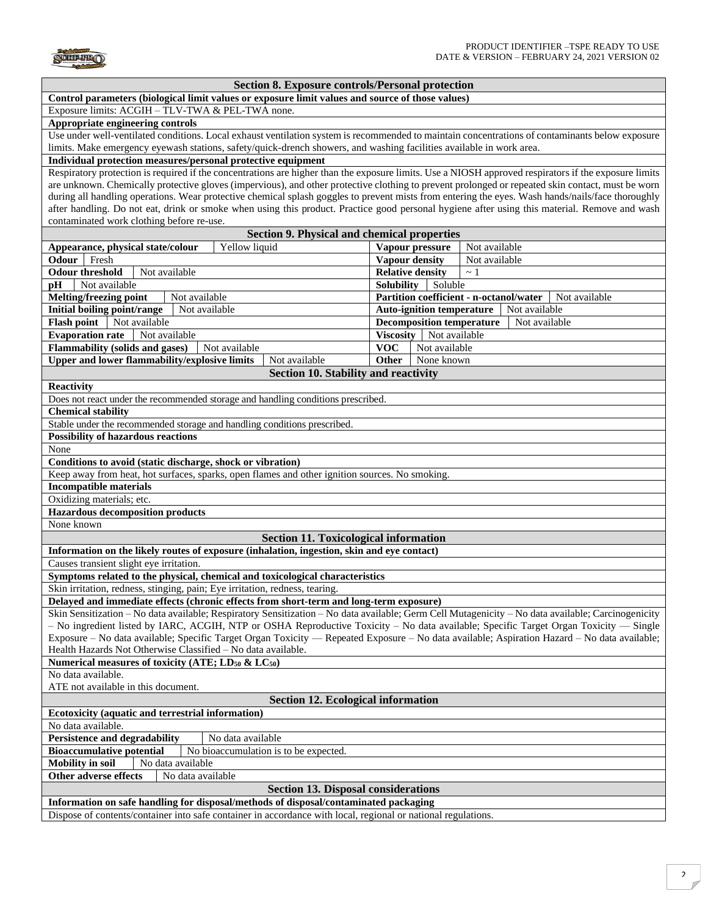## Section 8. Exposure controls/Personal protection

**Control parameters (biological limit values or exposure limit values and source of those values)**

Exposure limits: ACGIH – TLV-TWA & PEL-TWA none.

**Appropriate engineering controls**

Use under well-ventilated conditions. Local exhaust ventilation system is recommended to maintain concentrations of contaminants below exposure limits. Make emergency eyewash stations, safety/quick-drench showers, and washing facilities available in work area.

**Individual protection measures/personal protective equipment**

Respiratory protection is required if the concentrations are higher than the exposure limits. Use a NIOSH approved respirators if the exposure limits are unknown. Chemically protective gloves (impervious), and other protective clothing to prevent prolonged or repeated skin contact, must be worn during all handling operations. Wear protective chemical splash goggles to prevent mists from entering the eyes. Wash hands/nails/face thoroughly after handling. Do not eat, drink or smoke when using this product. Practice good personal hygiene after using this material. Remove and wash contaminated work clothing before re-use.

## Section 9. Physical and chemical properties

| Property | Value | Property | Value |
|---|---|---|---|
| **Appearance, physical state/colour** | Yellow liquid | **Vapour pressure** | Not available |
| **Odour** | Fresh | **Vapour density** | Not available |
| **Odour threshold** | Not available | **Relative density** | ~ 1 |
| **pH** | Not available | **Solubility** | Soluble |
| **Melting/freezing point** | Not available | **Partition coefficient - n-octanol/water** | Not available |
| **Initial boiling point/range** | Not available | **Auto-ignition temperature** | Not available |
| **Flash point** | Not available | **Decomposition temperature** | Not available |
| **Evaporation rate** | Not available | **Viscosity** | Not available |
| **Flammability (solids and gases)** | Not available | **VOC** | Not available |
| **Upper and lower flammability/explosive limits** | Not available | **Other** | None known |

## Section 10. Stability and reactivity

**Reactivity**

Does not react under the recommended storage and handling conditions prescribed.

**Chemical stability**

Stable under the recommended storage and handling conditions prescribed.

**Possibility of hazardous reactions**

None

**Conditions to avoid (static discharge, shock or vibration)**

Keep away from heat, hot surfaces, sparks, open flames and other ignition sources. No smoking.

**Incompatible materials**

Oxidizing materials; etc.

**Hazardous decomposition products**

None known

## Section 11. Toxicological information

**Information on the likely routes of exposure (inhalation, ingestion, skin and eye contact)**

Causes transient slight eye irritation.

**Symptoms related to the physical, chemical and toxicological characteristics**

Skin irritation, redness, stinging, pain; Eye irritation, redness, tearing.

**Delayed and immediate effects (chronic effects from short-term and long-term exposure)**

Skin Sensitization – No data available; Respiratory Sensitization – No data available; Germ Cell Mutagenicity – No data available; Carcinogenicity – No ingredient listed by IARC, ACGIH, NTP or OSHA Reproductive Toxicity – No data available; Specific Target Organ Toxicity — Single Exposure – No data available; Specific Target Organ Toxicity — Repeated Exposure – No data available; Aspiration Hazard – No data available; Health Hazards Not Otherwise Classified – No data available.

**Numerical measures of toxicity (ATE; $LD_{50}$ & $LC_{50}$)**

No data available.
ATE not available in this document.

## Section 12. Ecological information

**Ecotoxicity (aquatic and terrestrial information)**

No data available.

| | |
|---|---|
| **Persistence and degradability** | No data available |
| **Bioaccumulative potential** | No bioaccumulation is to be expected. |
| **Mobility in soil** | No data available |
| **Other adverse effects** | No data available |

## Section 13. Disposal considerations

**Information on safe handling for disposal/methods of disposal/contaminated packaging**

Dispose of contents/container into safe container in accordance with local, regional or national regulations.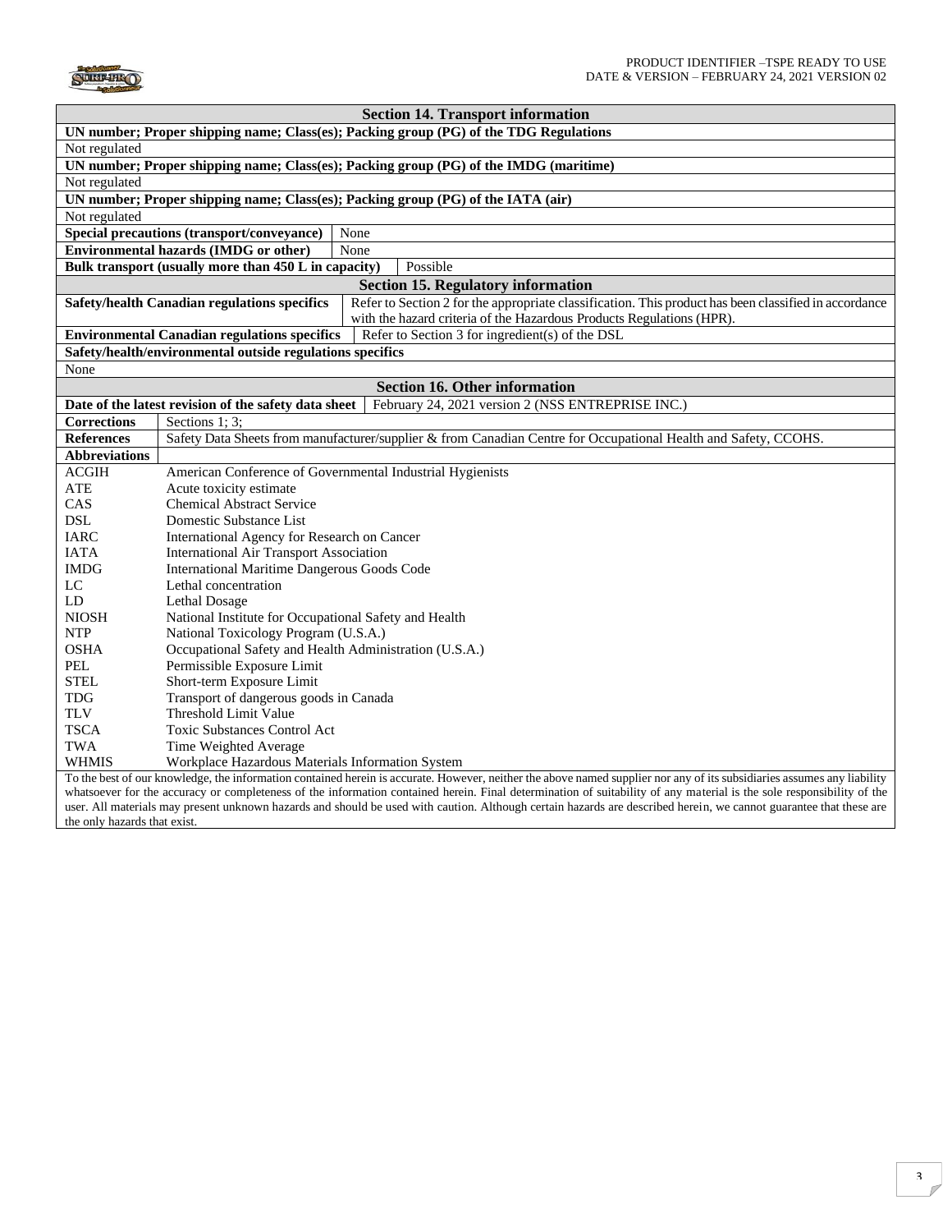## Section 14. Transport information

**UN number; Proper shipping name; Class(es); Packing group (PG) of the TDG Regulations**

Not regulated

**UN number; Proper shipping name; Class(es); Packing group (PG) of the IMDG (maritime)**

Not regulated

**UN number; Proper shipping name; Class(es); Packing group (PG) of the IATA (air)**

Not regulated

| | |
|---|---|
| **Special precautions (transport/conveyance)** | None |
| **Environmental hazards (IMDG or other)** | None |
| **Bulk transport (usually more than 450 L in capacity)** | Possible |

## Section 15. Regulatory information

| | |
|---|---|
| **Safety/health Canadian regulations specifics** | Refer to Section 2 for the appropriate classification. This product has been classified in accordance with the hazard criteria of the Hazardous Products Regulations (HPR). |
| **Environmental Canadian regulations specifics** | Refer to Section 3 for ingredient(s) of the DSL |

**Safety/health/environmental outside regulations specifics**

None

## Section 16. Other information

| | |
|---|---|
| **Date of the latest revision of the safety data sheet** | February 24, 2021 version 2 (NSS ENTREPRISE INC.) |
| **Corrections** | Sections 1; 3; |
| **References** | Safety Data Sheets from manufacturer/supplier & from Canadian Centre for Occupational Health and Safety, CCOHS. |
| **Abbreviations** | |
| ACGIH | American Conference of Governmental Industrial Hygienists |
| ATE | Acute toxicity estimate |
| CAS | Chemical Abstract Service |
| DSL | Domestic Substance List |
| IARC | International Agency for Research on Cancer |
| IATA | International Air Transport Association |
| IMDG | International Maritime Dangerous Goods Code |
| LC | Lethal concentration |
| LD | Lethal Dosage |
| NIOSH | National Institute for Occupational Safety and Health |
| NTP | National Toxicology Program (U.S.A.) |
| OSHA | Occupational Safety and Health Administration (U.S.A.) |
| PEL | Permissible Exposure Limit |
| STEL | Short-term Exposure Limit |
| TDG | Transport of dangerous goods in Canada |
| TLV | Threshold Limit Value |
| TSCA | Toxic Substances Control Act |
| TWA | Time Weighted Average |
| WHMIS | Workplace Hazardous Materials Information System |

To the best of our knowledge, the information contained herein is accurate. However, neither the above named supplier nor any of its subsidiaries assumes any liability whatsoever for the accuracy or completeness of the information contained herein. Final determination of suitability of any material is the sole responsibility of the user. All materials may present unknown hazards and should be used with caution. Although certain hazards are described herein, we cannot guarantee that these are the only hazards that exist.